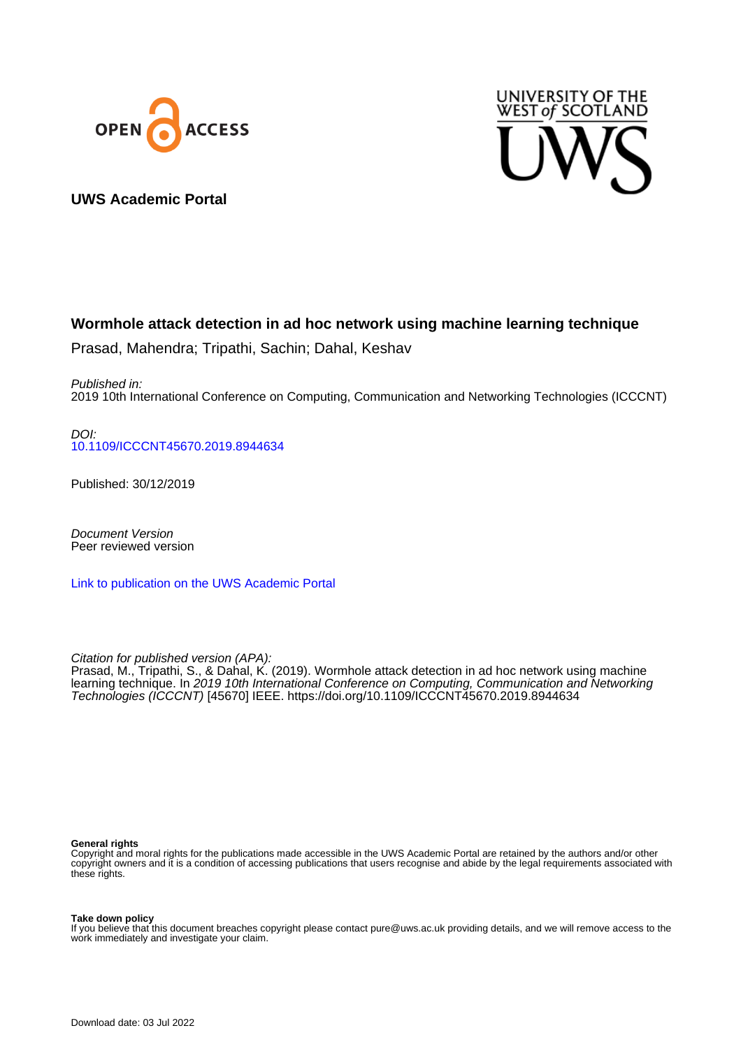OPEN ACCESS

UNIVERSITY OF THE WEST of SCOTLAND

UWS

**UWS Academic Portal**

## Wormhole attack detection in ad hoc network using machine learning technique

Prasad, Mahendra; Tripathi, Sachin; Dahal, Keshav

*Published in:*
2019 10th International Conference on Computing, Communication and Networking Technologies (ICCCNT)

*DOI:*
[10.1109/ICCCNT45670.2019.8944634](https://doi.org/10.1109/ICCCNT45670.2019.8944634)

Published: 30/12/2019

*Document Version*
Peer reviewed version

[Link to publication on the UWS Academic Portal]()

*Citation for published version (APA):*
Prasad, M., Tripathi, S., & Dahal, K. (2019). Wormhole attack detection in ad hoc network using machine learning technique. In *2019 10th International Conference on Computing, Communication and Networking Technologies (ICCCNT)* [45670] IEEE. https://doi.org/10.1109/ICCCNT45670.2019.8944634

**General rights**
Copyright and moral rights for the publications made accessible in the UWS Academic Portal are retained by the authors and/or other copyright owners and it is a condition of accessing publications that users recognise and abide by the legal requirements associated with these rights.

**Take down policy**
If you believe that this document breaches copyright please contact pure@uws.ac.uk providing details, and we will remove access to the work immediately and investigate your claim.

Download date: 03 Jul 2022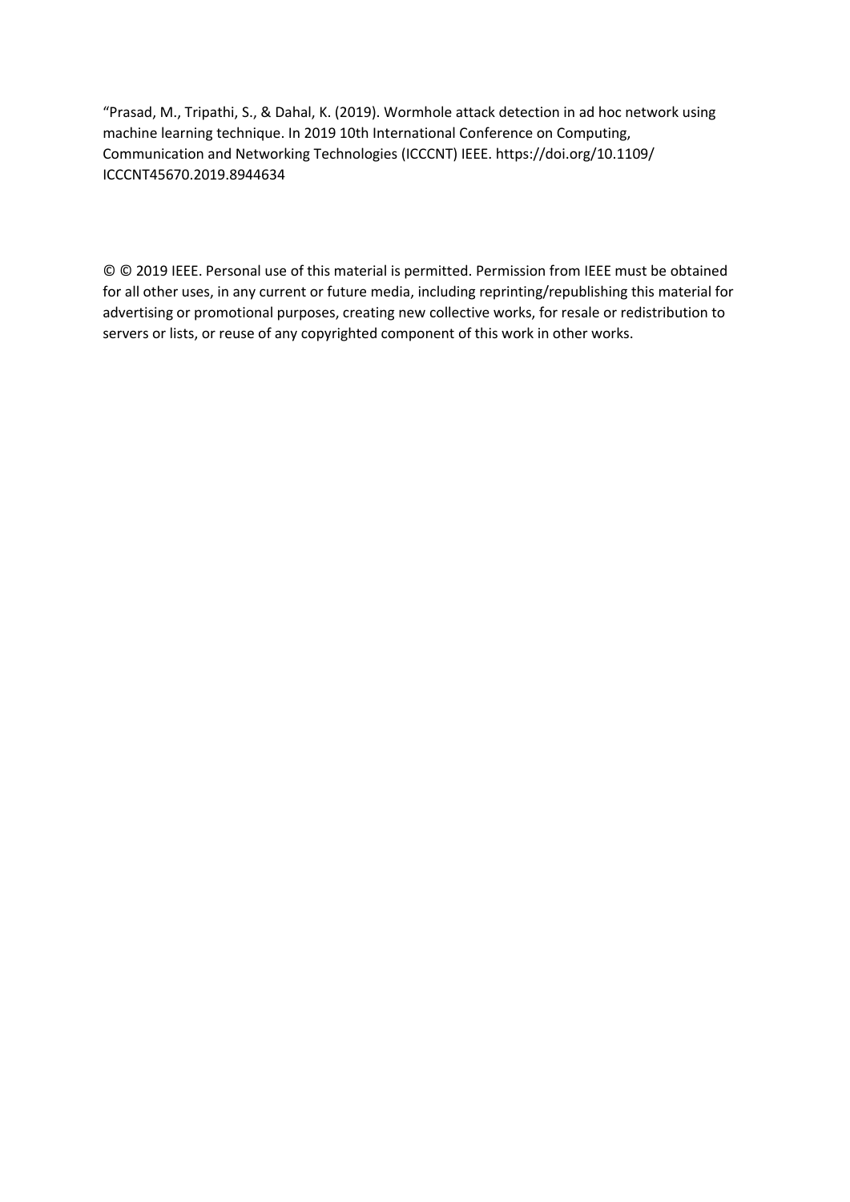"Prasad, M., Tripathi, S., & Dahal, K. (2019). Wormhole attack detection in ad hoc network using machine learning technique. In 2019 10th International Conference on Computing, Communication and Networking Technologies (ICCCNT) IEEE. https://doi.org/10.1109/ICCCNT45670.2019.8944634

© © 2019 IEEE. Personal use of this material is permitted. Permission from IEEE must be obtained for all other uses, in any current or future media, including reprinting/republishing this material for advertising or promotional purposes, creating new collective works, for resale or redistribution to servers or lists, or reuse of any copyrighted component of this work in other works.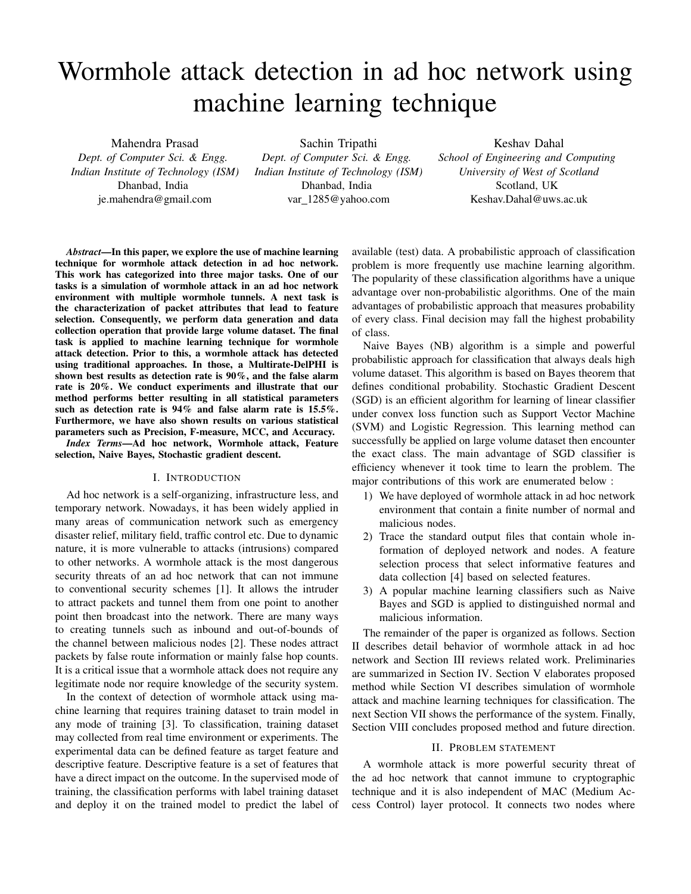# Wormhole attack detection in ad hoc network using machine learning technique

Mahendra Prasad
*Dept. of Computer Sci. & Engg.*
*Indian Institute of Technology (ISM)*
Dhanbad, India
je.mahendra@gmail.com

Sachin Tripathi
*Dept. of Computer Sci. & Engg.*
*Indian Institute of Technology (ISM)*
Dhanbad, India
var_1285@yahoo.com

Keshav Dahal
*School of Engineering and Computing*
*University of West of Scotland*
Scotland, UK
Keshav.Dahal@uws.ac.uk

***Abstract*—In this paper, we explore the use of machine learning technique for wormhole attack detection in ad hoc network. This work has categorized into three major tasks. One of our tasks is a simulation of wormhole attack in an ad hoc network environment with multiple wormhole tunnels. A next task is the characterization of packet attributes that lead to feature selection. Consequently, we perform data generation and data collection operation that provide large volume dataset. The final task is applied to machine learning technique for wormhole attack detection. Prior to this, a wormhole attack has detected using traditional approaches. In those, a Multirate-DelPHI is shown best results as detection rate is 90%, and the false alarm rate is 20%. We conduct experiments and illustrate that our method performs better resulting in all statistical parameters such as detection rate is 94% and false alarm rate is 15.5%. Furthermore, we have also shown results on various statistical parameters such as Precision, F-measure, MCC, and Accuracy.**

***Index Terms*—Ad hoc network, Wormhole attack, Feature selection, Naive Bayes, Stochastic gradient descent.**

## I. Introduction

Ad hoc network is a self-organizing, infrastructure less, and temporary network. Nowadays, it has been widely applied in many areas of communication network such as emergency disaster relief, military field, traffic control etc. Due to dynamic nature, it is more vulnerable to attacks (intrusions) compared to other networks. A wormhole attack is the most dangerous security threats of an ad hoc network that can not immune to conventional security schemes [1]. It allows the intruder to attract packets and tunnel them from one point to another point then broadcast into the network. There are many ways to creating tunnels such as inbound and out-of-bounds of the channel between malicious nodes [2]. These nodes attract packets by false route information or mainly false hop counts. It is a critical issue that a wormhole attack does not require any legitimate node nor require knowledge of the security system.

In the context of detection of wormhole attack using machine learning that requires training dataset to train model in any mode of training [3]. To classification, training dataset may collected from real time environment or experiments. The experimental data can be defined feature as target feature and descriptive feature. Descriptive feature is a set of features that have a direct impact on the outcome. In the supervised mode of training, the classification performs with label training dataset and deploy it on the trained model to predict the label of available (test) data. A probabilistic approach of classification problem is more frequently use machine learning algorithm. The popularity of these classification algorithms have a unique advantage over non-probabilistic algorithms. One of the main advantages of probabilistic approach that measures probability of every class. Final decision may fall the highest probability of class.

Naive Bayes (NB) algorithm is a simple and powerful probabilistic approach for classification that always deals high volume dataset. This algorithm is based on Bayes theorem that defines conditional probability. Stochastic Gradient Descent (SGD) is an efficient algorithm for learning of linear classifier under convex loss function such as Support Vector Machine (SVM) and Logistic Regression. This learning method can successfully be applied on large volume dataset then encounter the exact class. The main advantage of SGD classifier is efficiency whenever it took time to learn the problem. The major contributions of this work are enumerated below :

1) We have deployed of wormhole attack in ad hoc network environment that contain a finite number of normal and malicious nodes.
2) Trace the standard output files that contain whole information of deployed network and nodes. A feature selection process that select informative features and data collection [4] based on selected features.
3) A popular machine learning classifiers such as Naive Bayes and SGD is applied to distinguished normal and malicious information.

The remainder of the paper is organized as follows. Section II describes detail behavior of wormhole attack in ad hoc network and Section III reviews related work. Preliminaries are summarized in Section IV. Section V elaborates proposed method while Section VI describes simulation of wormhole attack and machine learning techniques for classification. The next Section VII shows the performance of the system. Finally, Section VIII concludes proposed method and future direction.

## II. Problem statement

A wormhole attack is more powerful security threat of the ad hoc network that cannot immune to cryptographic technique and it is also independent of MAC (Medium Access Control) layer protocol. It connects two nodes where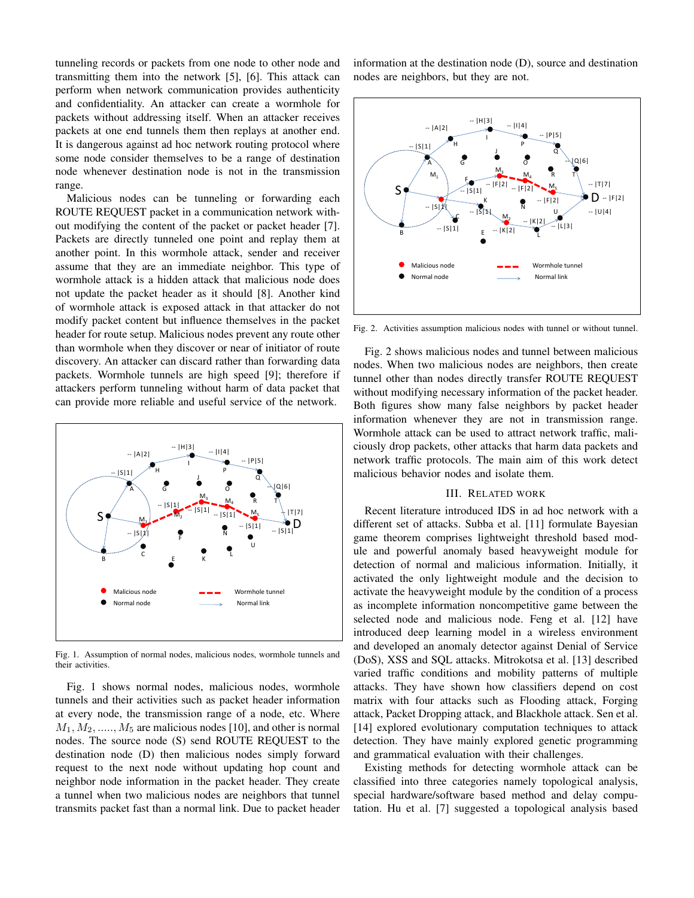tunneling records or packets from one node to other node and transmitting them into the network [5], [6]. This attack can perform when network communication provides authenticity and confidentiality. An attacker can create a wormhole for packets without addressing itself. When an attacker receives packets at one end tunnels them then replays at another end. It is dangerous against ad hoc network routing protocol where some node consider themselves to be a range of destination node whenever destination node is not in the transmission range.

Malicious nodes can be tunneling or forwarding each ROUTE REQUEST packet in a communication network without modifying the content of the packet or packet header [7]. Packets are directly tunneled one point and replay them at another point. In this wormhole attack, sender and receiver assume that they are an immediate neighbor. This type of wormhole attack is a hidden attack that malicious node does not update the packet header as it should [8]. Another kind of wormhole attack is exposed attack in that attacker do not modify packet content but influence themselves in the packet header for route setup. Malicious nodes prevent any route other than wormhole when they discover or near of initiator of route discovery. An attacker can discard rather than forwarding data packets. Wormhole tunnels are high speed [9]; therefore if attackers perform tunneling without harm of data packet that can provide more reliable and useful service of the network.

Fig. 1. Assumption of normal nodes, malicious nodes, wormhole tunnels and their activities.

Fig. 1 shows normal nodes, malicious nodes, wormhole tunnels and their activities such as packet header information at every node, the transmission range of a node, etc. Where $M_1, M_2, ....., M_5$ are malicious nodes [10], and other is normal nodes. The source node (S) send ROUTE REQUEST to the destination node (D) then malicious nodes simply forward request to the next node without updating hop count and neighbor node information in the packet header. They create a tunnel when two malicious nodes are neighbors that tunnel transmits packet fast than a normal link. Due to packet header information at the destination node (D), source and destination nodes are neighbors, but they are not.

Fig. 2. Activities assumption malicious nodes with tunnel or without tunnel.

Fig. 2 shows malicious nodes and tunnel between malicious nodes. When two malicious nodes are neighbors, then create tunnel other than nodes directly transfer ROUTE REQUEST without modifying necessary information of the packet header. Both figures show many false neighbors by packet header information whenever they are not in transmission range. Wormhole attack can be used to attract network traffic, maliciously drop packets, other attacks that harm data packets and network traffic protocols. The main aim of this work detect malicious behavior nodes and isolate them.

## III. Related Work

Recent literature introduced IDS in ad hoc network with a different set of attacks. Subba et al. [11] formulate Bayesian game theorem comprises lightweight threshold based module and powerful anomaly based heavyweight module for detection of normal and malicious information. Initially, it activated the only lightweight module and the decision to activate the heavyweight module by the condition of a process as incomplete information noncompetitive game between the selected node and malicious node. Feng et al. [12] have introduced deep learning model in a wireless environment and developed an anomaly detector against Denial of Service (DoS), XSS and SQL attacks. Mitrokotsa et al. [13] described varied traffic conditions and mobility patterns of multiple attacks. They have shown how classifiers depend on cost matrix with four attacks such as Flooding attack, Forging attack, Packet Dropping attack, and Blackhole attack. Sen et al. [14] explored evolutionary computation techniques to attack detection. They have mainly explored genetic programming and grammatical evaluation with their challenges.

Existing methods for detecting wormhole attack can be classified into three categories namely topological analysis, special hardware/software based method and delay computation. Hu et al. [7] suggested a topological analysis based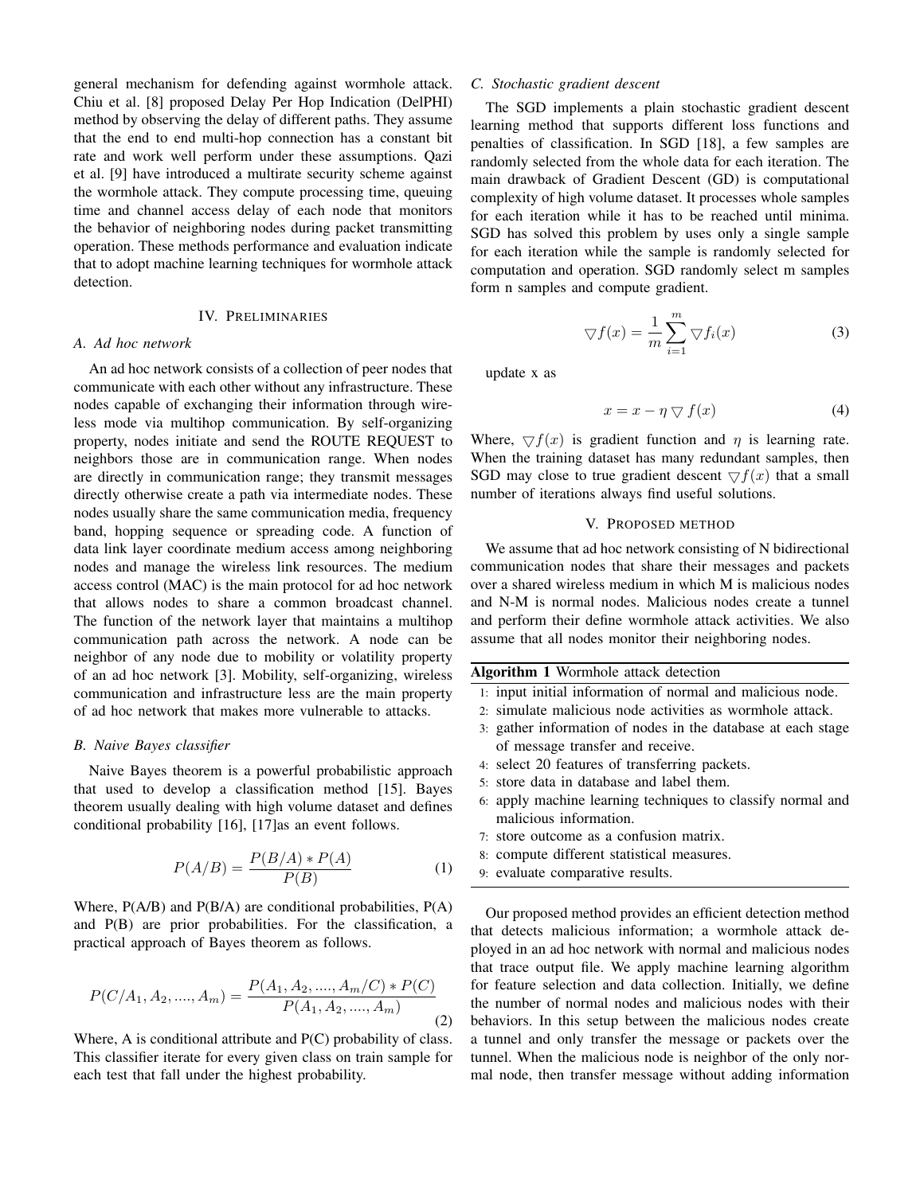general mechanism for defending against wormhole attack. Chiu et al. [8] proposed Delay Per Hop Indication (DelPHI) method by observing the delay of different paths. They assume that the end to end multi-hop connection has a constant bit rate and work well perform under these assumptions. Qazi et al. [9] have introduced a multirate security scheme against the wormhole attack. They compute processing time, queuing time and channel access delay of each node that monitors the behavior of neighboring nodes during packet transmitting operation. These methods performance and evaluation indicate that to adopt machine learning techniques for wormhole attack detection.

## IV. Preliminaries

### A. Ad hoc network

An ad hoc network consists of a collection of peer nodes that communicate with each other without any infrastructure. These nodes capable of exchanging their information through wireless mode via multihop communication. By self-organizing property, nodes initiate and send the ROUTE REQUEST to neighbors those are in communication range. When nodes are directly in communication range; they transmit messages directly otherwise create a path via intermediate nodes. These nodes usually share the same communication media, frequency band, hopping sequence or spreading code. A function of data link layer coordinate medium access among neighboring nodes and manage the wireless link resources. The medium access control (MAC) is the main protocol for ad hoc network that allows nodes to share a common broadcast channel. The function of the network layer that maintains a multihop communication path across the network. A node can be neighbor of any node due to mobility or volatility property of an ad hoc network [3]. Mobility, self-organizing, wireless communication and infrastructure less are the main property of ad hoc network that makes more vulnerable to attacks.

### B. Naive Bayes classifier

Naive Bayes theorem is a powerful probabilistic approach that used to develop a classification method [15]. Bayes theorem usually dealing with high volume dataset and defines conditional probability [16], [17]as an event follows.

$$P(A/B) = \frac{P(B/A) * P(A)}{P(B)} \tag{1}$$

Where, P(A/B) and P(B/A) are conditional probabilities, P(A) and P(B) are prior probabilities. For the classification, a practical approach of Bayes theorem as follows.

$$P(C/A_1, A_2, ...., A_m) = \frac{P(A_1, A_2, ...., A_m/C) * P(C)}{P(A_1, A_2, ...., A_m)} \tag{2}$$

Where, A is conditional attribute and P(C) probability of class. This classifier iterate for every given class on train sample for each test that fall under the highest probability.

### C. Stochastic gradient descent

The SGD implements a plain stochastic gradient descent learning method that supports different loss functions and penalties of classification. In SGD [18], a few samples are randomly selected from the whole data for each iteration. The main drawback of Gradient Descent (GD) is computational complexity of high volume dataset. It processes whole samples for each iteration while it has to be reached until minima. SGD has solved this problem by uses only a single sample for each iteration while the sample is randomly selected for computation and operation. SGD randomly select m samples form n samples and compute gradient.

$$\bigtriangledown f(x) = \frac{1}{m} \sum_{i=1}^{m} \bigtriangledown f_i(x) \tag{3}$$

update x as

$$x = x - \eta \bigtriangledown f(x) \tag{4}$$

Where, $\bigtriangledown f(x)$ is gradient function and $\eta$ is learning rate. When the training dataset has many redundant samples, then SGD may close to true gradient descent $\bigtriangledown f(x)$ that a small number of iterations always find useful solutions.

## V. Proposed method

We assume that ad hoc network consisting of N bidirectional communication nodes that share their messages and packets over a shared wireless medium in which M is malicious nodes and N-M is normal nodes. Malicious nodes create a tunnel and perform their define wormhole attack activities. We also assume that all nodes monitor their neighboring nodes.

**Algorithm 1** Wormhole attack detection

1. input initial information of normal and malicious node.
2. simulate malicious node activities as wormhole attack.
3. gather information of nodes in the database at each stage of message transfer and receive.
4. select 20 features of transferring packets.
5. store data in database and label them.
6. apply machine learning techniques to classify normal and malicious information.
7. store outcome as a confusion matrix.
8. compute different statistical measures.
9. evaluate comparative results.

Our proposed method provides an efficient detection method that detects malicious information; a wormhole attack deployed in an ad hoc network with normal and malicious nodes that trace output file. We apply machine learning algorithm for feature selection and data collection. Initially, we define the number of normal nodes and malicious nodes with their behaviors. In this setup between the malicious nodes create a tunnel and only transfer the message or packets over the tunnel. When the malicious node is neighbor of the only normal node, then transfer message without adding information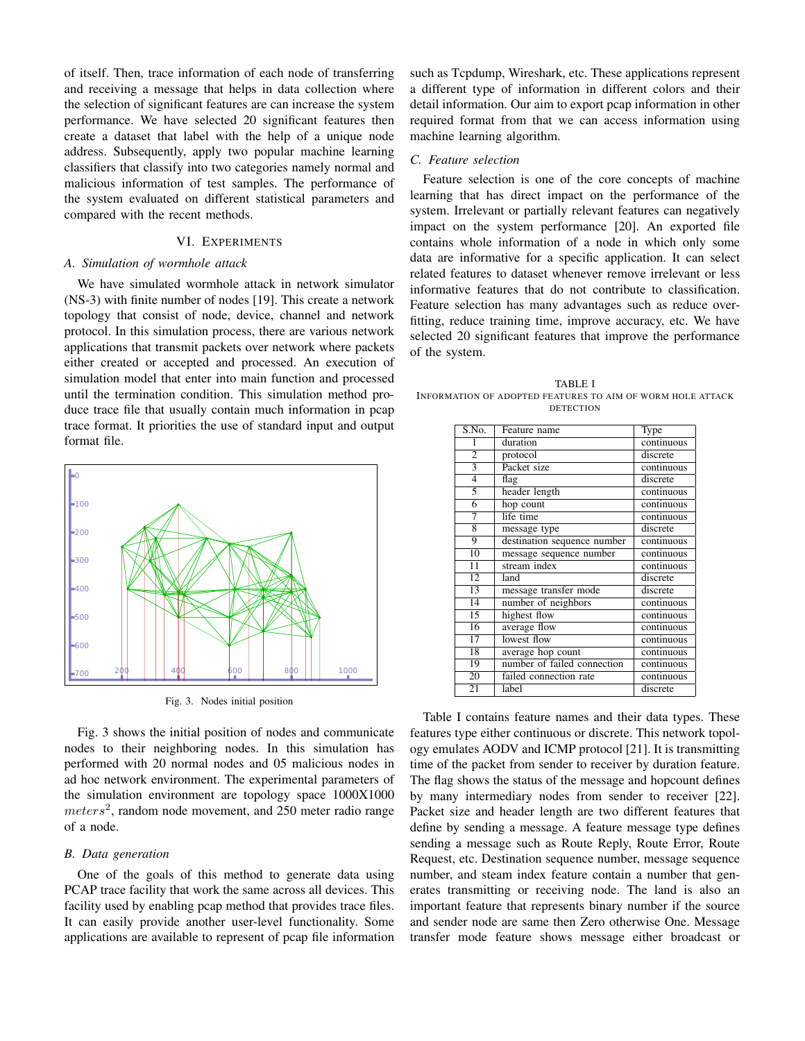of itself. Then, trace information of each node of transferring and receiving a message that helps in data collection where the selection of significant features are can increase the system performance. We have selected 20 significant features then create a dataset that label with the help of a unique node address. Subsequently, apply two popular machine learning classifiers that classify into two categories namely normal and malicious information of test samples. The performance of the system evaluated on different statistical parameters and compared with the recent methods.

## VI. Experiments

### A. Simulation of wormhole attack

We have simulated wormhole attack in network simulator (NS-3) with finite number of nodes [19]. This create a network topology that consist of node, device, channel and network protocol. In this simulation process, there are various network applications that transmit packets over network where packets either created or accepted and processed. An execution of simulation model that enter into main function and processed until the termination condition. This simulation method produce trace file that usually contain much information in pcap trace format. It priorities the use of standard input and output format file.

Fig. 3. Nodes initial position

Fig. 3 shows the initial position of nodes and communicate nodes to their neighboring nodes. In this simulation has performed with 20 normal nodes and 05 malicious nodes in ad hoc network environment. The experimental parameters of the simulation environment are topology space 1000X1000 $meters^2$, random node movement, and 250 meter radio range of a node.

### B. Data generation

One of the goals of this method to generate data using PCAP trace facility that work the same across all devices. This facility used by enabling pcap method that provides trace files. It can easily provide another user-level functionality. Some applications are available to represent of pcap file information such as Tcpdump, Wireshark, etc. These applications represent a different type of information in different colors and their detail information. Our aim to export pcap information in other required format from that we can access information using machine learning algorithm.

### C. Feature selection

Feature selection is one of the core concepts of machine learning that has direct impact on the performance of the system. Irrelevant or partially relevant features can negatively impact on the system performance [20]. An exported file contains whole information of a node in which only some data are informative for a specific application. It can select related features to dataset whenever remove irrelevant or less informative features that do not contribute to classification. Feature selection has many advantages such as reduce overfitting, reduce training time, improve accuracy, etc. We have selected 20 significant features that improve the performance of the system.

TABLE I
Information of adopted features to aim of worm hole attack detection

| S.No. | Feature name | Type |
|---|---|---|
| 1 | duration | continuous |
| 2 | protocol | discrete |
| 3 | Packet size | continuous |
| 4 | flag | discrete |
| 5 | header length | continuous |
| 6 | hop count | continuous |
| 7 | life time | continuous |
| 8 | message type | discrete |
| 9 | destination sequence number | continuous |
| 10 | message sequence number | continuous |
| 11 | stream index | continuous |
| 12 | land | discrete |
| 13 | message transfer mode | discrete |
| 14 | number of neighbors | continuous |
| 15 | highest flow | continuous |
| 16 | average flow | continuous |
| 17 | lowest flow | continuous |
| 18 | average hop count | continuous |
| 19 | number of failed connection | continuous |
| 20 | failed connection rate | continuous |
| 21 | label | discrete |

Table I contains feature names and their data types. These features type either continuous or discrete. This network topology emulates AODV and ICMP protocol [21]. It is transmitting time of the packet from sender to receiver by duration feature. The flag shows the status of the message and hopcount defines by many intermediary nodes from sender to receiver [22]. Packet size and header length are two different features that define by sending a message. A feature message type defines sending a message such as Route Reply, Route Error, Route Request, etc. Destination sequence number, message sequence number, and steam index feature contain a number that generates transmitting or receiving node. The land is also an important feature that represents binary number if the source and sender node are same then Zero otherwise One. Message transfer mode feature shows message either broadcast or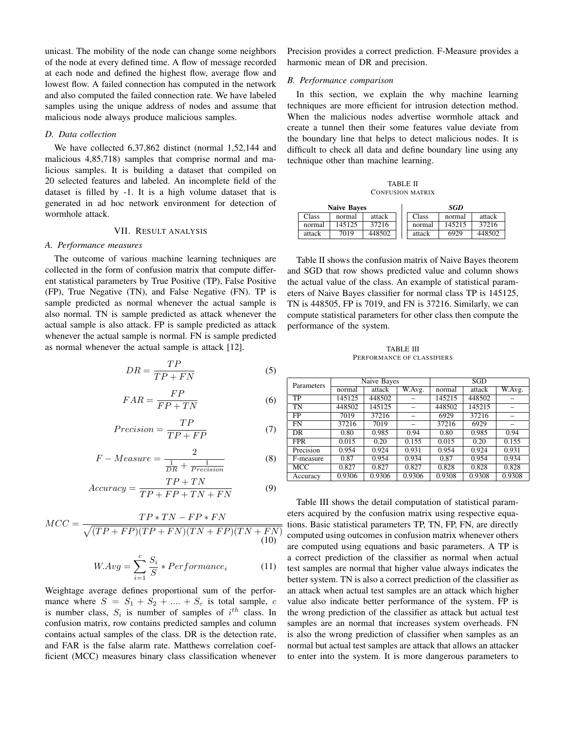unicast. The mobility of the node can change some neighbors of the node at every defined time. A flow of message recorded at each node and defined the highest flow, average flow and lowest flow. A failed connection has computed in the network and also computed the failed connection rate. We have labeled samples using the unique address of nodes and assume that malicious node always produce malicious samples.

### D. Data collection

We have collected 6,37,862 distinct (normal 1,52,144 and malicious 4,85,718) samples that comprise normal and malicious samples. It is building a dataset that compiled on 20 selected features and labeled. An incomplete field of the dataset is filled by -1. It is a high volume dataset that is generated in ad hoc network environment for detection of wormhole attack.

## VII. Result analysis

### A. Performance measures

The outcome of various machine learning techniques are collected in the form of confusion matrix that compute different statistical parameters by True Positive (TP), False Positive (FP), True Negative (TN), and False Negative (FN). TP is sample predicted as normal whenever the actual sample is also normal. TN is sample predicted as attack whenever the actual sample is also attack. FP is sample predicted as attack whenever the actual sample is normal. FN is sample predicted as normal whenever the actual sample is attack [12].

$$DR = \frac{TP}{TP + FN} \tag{5}$$

$$FAR = \frac{FP}{FP + TN} \tag{6}$$

$$Precision = \frac{TP}{TP + FP} \tag{7}$$

$$F-Measure = \frac{2}{\frac{1}{DR} + \frac{1}{Precision}} \tag{8}$$

$$Accuracy = \frac{TP + TN}{TP + FP + TN + FN} \tag{9}$$

$$MCC = \frac{TP * TN - FP * FN}{\sqrt{(TP + FP)(TP + FN)(TN + FP)(TN + FN)}} \tag{10}$$

$$W.Avg = \sum_{i=1}^{c} \frac{S_i}{S} * Performance_i \tag{11}$$

Weightage average defines proportional sum of the performance where $S = S_1 + S_2 + .... + S_c$ is total sample, $c$ is number class, $S_i$ is number of samples of $i^{th}$ class. In confusion matrix, row contains predicted samples and column contains actual samples of the class. DR is the detection rate, and FAR is the false alarm rate. Matthews correlation coefficient (MCC) measures binary class classification whenever Precision provides a correct prediction. F-Measure provides a harmonic mean of DR and precision.

### B. Performance comparison

In this section, we explain the why machine learning techniques are more efficient for intrusion detection method. When the malicious nodes advertise wormhole attack and create a tunnel then their some features value deviate from the boundary line that helps to detect malicious nodes. It is difficult to check all data and define boundary line using any technique other than machine learning.

TABLE II
Confusion matrix

**Naive Bayes**

| Class | normal | attack |
|---|---|---|
| normal | 145125 | 37216 |
| attack | 7019 | 448502 |

***SGD***

| Class | normal | attack |
|---|---|---|
| normal | 145215 | 37216 |
| attack | 6929 | 448502 |

Table II shows the confusion matrix of Naive Bayes theorem and SGD that row shows predicted value and column shows the actual value of the class. An example of statistical parameters of Naive Bayes classifier for normal class TP is 145125, TN is 448505, FP is 7019, and FN is 37216. Similarly, we can compute statistical parameters for other class then compute the performance of the system.

TABLE III
Performance of classifiers

| Parameters | Naive Bayes | | | SGD | | |
|---|---|---|---|---|---|---|
| | normal | attack | W.Avg. | normal | attack | W.Avg. |
| TP | 145125 | 448502 | – | 145215 | 448502 | – |
| TN | 448502 | 145125 | – | 448502 | 145215 | – |
| FP | 7019 | 37216 | – | 6929 | 37216 | – |
| FN | 37216 | 7019 | – | 37216 | 6929 | – |
| DR | 0.80 | 0.985 | 0.94 | 0.80 | 0.985 | 0.94 |
| FPR | 0.015 | 0.20 | 0.155 | 0.015 | 0.20 | 0.155 |
| Precision | 0.954 | 0.924 | 0.931 | 0.954 | 0.924 | 0.931 |
| F-measure | 0.87 | 0.954 | 0.934 | 0.87 | 0.954 | 0.934 |
| MCC | 0.827 | 0.827 | 0.827 | 0.828 | 0.828 | 0.828 |
| Accuracy | 0.9306 | 0.9306 | 0.9306 | 0.9308 | 0.9308 | 0.9308 |

Table III shows the detail computation of statistical parameters acquired by the confusion matrix using respective equations. Basic statistical parameters TP, TN, FP, FN, are directly computed using outcomes in confusion matrix whenever others are computed using equations and basic parameters. A TP is a correct prediction of the classifier as normal when actual test samples are normal that higher value always indicates the better system. TN is also a correct prediction of the classifier as an attack when actual test samples are an attack which higher value also indicate better performance of the system. FP is the wrong prediction of the classifier as attack but actual test samples are an normal that increases system overheads. FN is also the wrong prediction of classifier when samples as an normal but actual test samples are attack that allows an attacker to enter into the system. It is more dangerous parameters to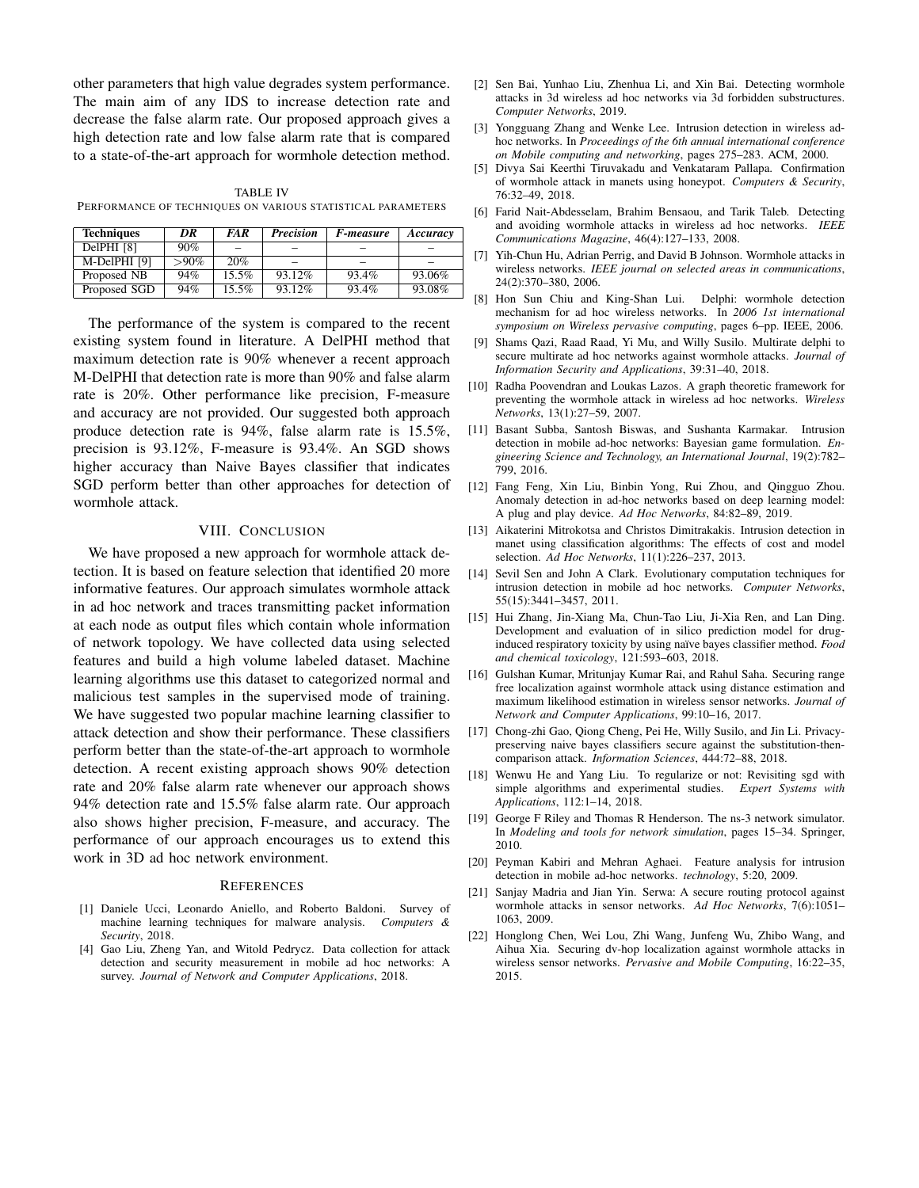other parameters that high value degrades system performance. The main aim of any IDS to increase detection rate and decrease the false alarm rate. Our proposed approach gives a high detection rate and low false alarm rate that is compared to a state-of-the-art approach for wormhole detection method.

TABLE IV
PERFORMANCE OF TECHNIQUES ON VARIOUS STATISTICAL PARAMETERS

| Techniques | DR | FAR | Precision | F-measure | Accuracy |
|---|---|---|---|---|---|
| DelPHI [8] | 90% | – | – | – | – |
| M-DelPHI [9] | >90% | 20% | – | – | – |
| Proposed NB | 94% | 15.5% | 93.12% | 93.4% | 93.06% |
| Proposed SGD | 94% | 15.5% | 93.12% | 93.4% | 93.08% |

The performance of the system is compared to the recent existing system found in literature. A DelPHI method that maximum detection rate is 90% whenever a recent approach M-DelPHI that detection rate is more than 90% and false alarm rate is 20%. Other performance like precision, F-measure and accuracy are not provided. Our suggested both approach produce detection rate is 94%, false alarm rate is 15.5%, precision is 93.12%, F-measure is 93.4%. An SGD shows higher accuracy than Naive Bayes classifier that indicates SGD perform better than other approaches for detection of wormhole attack.

## VIII. Conclusion

We have proposed a new approach for wormhole attack detection. It is based on feature selection that identified 20 more informative features. Our approach simulates wormhole attack in ad hoc network and traces transmitting packet information at each node as output files which contain whole information of network topology. We have collected data using selected features and build a high volume labeled dataset. Machine learning algorithms use this dataset to categorized normal and malicious test samples in the supervised mode of training. We have suggested two popular machine learning classifier to attack detection and show their performance. These classifiers perform better than the state-of-the-art approach to wormhole detection. A recent existing approach shows 90% detection rate and 20% false alarm rate whenever our approach shows 94% detection rate and 15.5% false alarm rate. Our approach also shows higher precision, F-measure, and accuracy. The performance of our approach encourages us to extend this work in 3D ad hoc network environment.

## References

[1] Daniele Ucci, Leonardo Aniello, and Roberto Baldoni. Survey of machine learning techniques for malware analysis. *Computers & Security*, 2018.

[4] Gao Liu, Zheng Yan, and Witold Pedrycz. Data collection for attack detection and security measurement in mobile ad hoc networks: A survey. *Journal of Network and Computer Applications*, 2018.

[2] Sen Bai, Yunhao Liu, Zhenhua Li, and Xin Bai. Detecting wormhole attacks in 3d wireless ad hoc networks via 3d forbidden substructures. *Computer Networks*, 2019.

[3] Yongguang Zhang and Wenke Lee. Intrusion detection in wireless ad-hoc networks. In *Proceedings of the 6th annual international conference on Mobile computing and networking*, pages 275–283. ACM, 2000.

[5] Divya Sai Keerthi Tiruvakadu and Venkataram Pallapa. Confirmation of wormhole attack in manets using honeypot. *Computers & Security*, 76:32–49, 2018.

[6] Farid Nait-Abdesselam, Brahim Bensaou, and Tarik Taleb. Detecting and avoiding wormhole attacks in wireless ad hoc networks. *IEEE Communications Magazine*, 46(4):127–133, 2008.

[7] Yih-Chun Hu, Adrian Perrig, and David B Johnson. Wormhole attacks in wireless networks. *IEEE journal on selected areas in communications*, 24(2):370–380, 2006.

[8] Hon Sun Chiu and King-Shan Lui. Delphi: wormhole detection mechanism for ad hoc wireless networks. In *2006 1st international symposium on Wireless pervasive computing*, pages 6–pp. IEEE, 2006.

[9] Shams Qazi, Raad Raad, Yi Mu, and Willy Susilo. Multirate delphi to secure multirate ad hoc networks against wormhole attacks. *Journal of Information Security and Applications*, 39:31–40, 2018.

[10] Radha Poovendran and Loukas Lazos. A graph theoretic framework for preventing the wormhole attack in wireless ad hoc networks. *Wireless Networks*, 13(1):27–59, 2007.

[11] Basant Subba, Santosh Biswas, and Sushanta Karmakar. Intrusion detection in mobile ad-hoc networks: Bayesian game formulation. *Engineering Science and Technology, an International Journal*, 19(2):782–799, 2016.

[12] Fang Feng, Xin Liu, Binbin Yong, Rui Zhou, and Qingguo Zhou. Anomaly detection in ad-hoc networks based on deep learning model: A plug and play device. *Ad Hoc Networks*, 84:82–89, 2019.

[13] Aikaterini Mitrokotsa and Christos Dimitrakakis. Intrusion detection in manet using classification algorithms: The effects of cost and model selection. *Ad Hoc Networks*, 11(1):226–237, 2013.

[14] Sevil Sen and John A Clark. Evolutionary computation techniques for intrusion detection in mobile ad hoc networks. *Computer Networks*, 55(15):3441–3457, 2011.

[15] Hui Zhang, Jin-Xiang Ma, Chun-Tao Liu, Ji-Xia Ren, and Lan Ding. Development and evaluation of in silico prediction model for drug-induced respiratory toxicity by using naïve bayes classifier method. *Food and chemical toxicology*, 121:593–603, 2018.

[16] Gulshan Kumar, Mritunjay Kumar Rai, and Rahul Saha. Securing range free localization against wormhole attack using distance estimation and maximum likelihood estimation in wireless sensor networks. *Journal of Network and Computer Applications*, 99:10–16, 2017.

[17] Chong-zhi Gao, Qiong Cheng, Pei He, Willy Susilo, and Jin Li. Privacy-preserving naive bayes classifiers secure against the substitution-then-comparison attack. *Information Sciences*, 444:72–88, 2018.

[18] Wenwu He and Yang Liu. To regularize or not: Revisiting sgd with simple algorithms and experimental studies. *Expert Systems with Applications*, 112:1–14, 2018.

[19] George F Riley and Thomas R Henderson. The ns-3 network simulator. In *Modeling and tools for network simulation*, pages 15–34. Springer, 2010.

[20] Peyman Kabiri and Mehran Aghaei. Feature analysis for intrusion detection in mobile ad-hoc networks. *technology*, 5:20, 2009.

[21] Sanjay Madria and Jian Yin. Serwa: A secure routing protocol against wormhole attacks in sensor networks. *Ad Hoc Networks*, 7(6):1051–1063, 2009.

[22] Honglong Chen, Wei Lou, Zhi Wang, Junfeng Wu, Zhibo Wang, and Aihua Xia. Securing dv-hop localization against wormhole attacks in wireless sensor networks. *Pervasive and Mobile Computing*, 16:22–35, 2015.